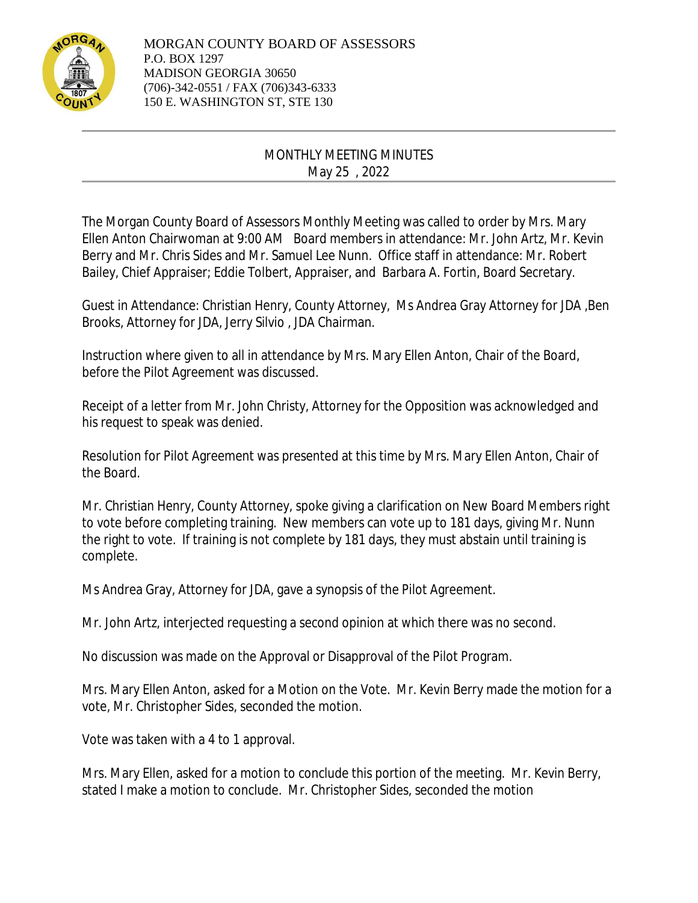MORGAN COUNTY BOARD OF ASSESSORS
P.O. BOX 1297
MADISON GEORGIA 30650
(706)-342-0551 / FAX (706)343-6333
150 E. WASHINGTON ST, STE 130

---

## MONTHLY MEETING MINUTES
## May 25 , 2022

---

The Morgan County Board of Assessors Monthly Meeting was called to order by Mrs. Mary Ellen Anton Chairwoman at 9:00 AM  Board members in attendance: Mr. John Artz, Mr. Kevin Berry and Mr. Chris Sides and Mr. Samuel Lee Nunn.  Office staff in attendance: Mr. Robert Bailey, Chief Appraiser; Eddie Tolbert, Appraiser, and  Barbara A. Fortin, Board Secretary.

Guest in Attendance: Christian Henry, County Attorney,  Ms Andrea Gray Attorney for JDA ,Ben Brooks, Attorney for JDA, Jerry Silvio , JDA Chairman.

Instruction where given to all in attendance by Mrs. Mary Ellen Anton, Chair of the Board, before the Pilot Agreement was discussed.

Receipt of a letter from Mr. John Christy, Attorney for the Opposition was acknowledged and his request to speak was denied.

Resolution for Pilot Agreement was presented at this time by Mrs. Mary Ellen Anton, Chair of the Board.

Mr. Christian Henry, County Attorney, spoke giving a clarification on New Board Members right to vote before completing training.  New members can vote up to 181 days, giving Mr. Nunn the right to vote.  If training is not complete by 181 days, they must abstain until training is complete.

Ms Andrea Gray, Attorney for JDA, gave a synopsis of the Pilot Agreement.

Mr. John Artz, interjected requesting a second opinion at which there was no second.

No discussion was made on the Approval or Disapproval of the Pilot Program.

Mrs. Mary Ellen Anton, asked for a Motion on the Vote.  Mr. Kevin Berry made the motion for a vote, Mr. Christopher Sides, seconded the motion.

Vote was taken with a 4 to 1 approval.

Mrs. Mary Ellen, asked for a motion to conclude this portion of the meeting.  Mr. Kevin Berry, stated I make a motion to conclude.  Mr. Christopher Sides, seconded the motion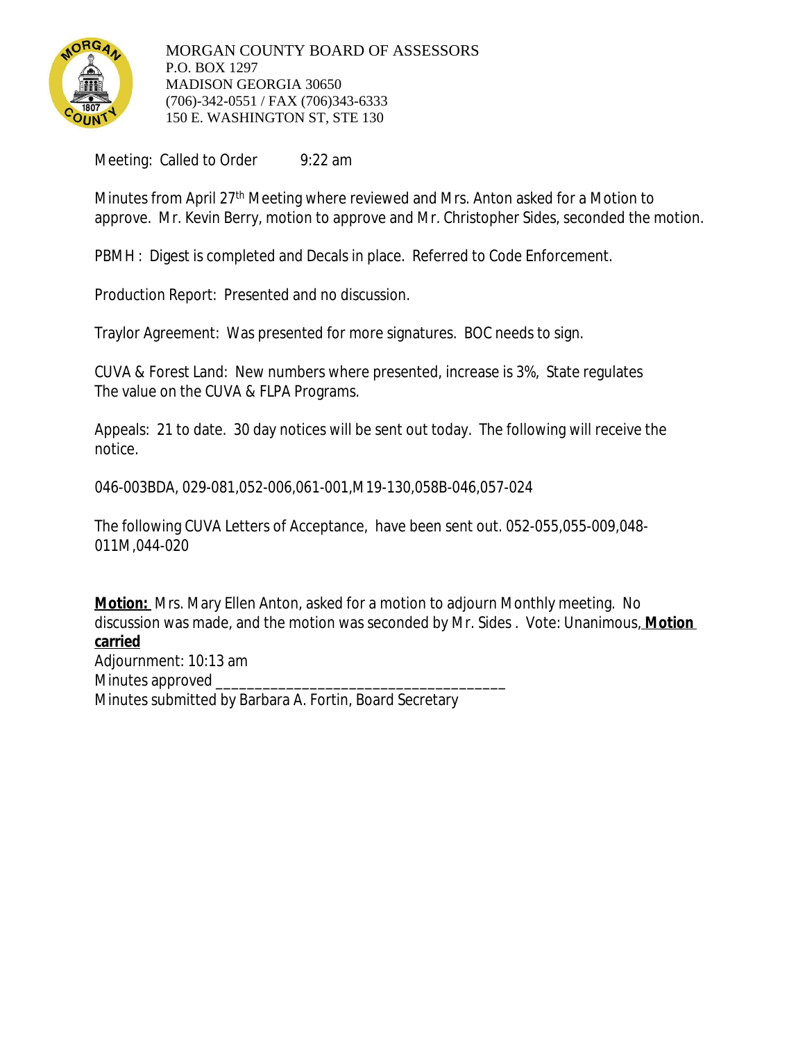MORGAN COUNTY BOARD OF ASSESSORS
P.O. BOX 1297
MADISON GEORGIA 30650
(706)-342-0551 / FAX (706)343-6333
150 E. WASHINGTON ST, STE 130

Meeting: Called to Order 9:22 am

Minutes from April 27th Meeting where reviewed and Mrs. Anton asked for a Motion to approve. Mr. Kevin Berry, motion to approve and Mr. Christopher Sides, seconded the motion.

PBMH : Digest is completed and Decals in place. Referred to Code Enforcement.

Production Report: Presented and no discussion.

Traylor Agreement: Was presented for more signatures. BOC needs to sign.

CUVA & Forest Land: New numbers where presented, increase is 3%, State regulates The value on the CUVA & FLPA Programs.

Appeals: 21 to date. 30 day notices will be sent out today. The following will receive the notice.

046-003BDA, 029-081,052-006,061-001,M19-130,058B-046,057-024

The following CUVA Letters of Acceptance, have been sent out. 052-055,055-009,048-011M,044-020

**Motion:** Mrs. Mary Ellen Anton, asked for a motion to adjourn Monthly meeting. No discussion was made, and the motion was seconded by Mr. Sides . Vote: Unanimous, **Motion carried**

Adjournment: 10:13 am

Minutes approved ___________________________________

Minutes submitted by Barbara A. Fortin, Board Secretary